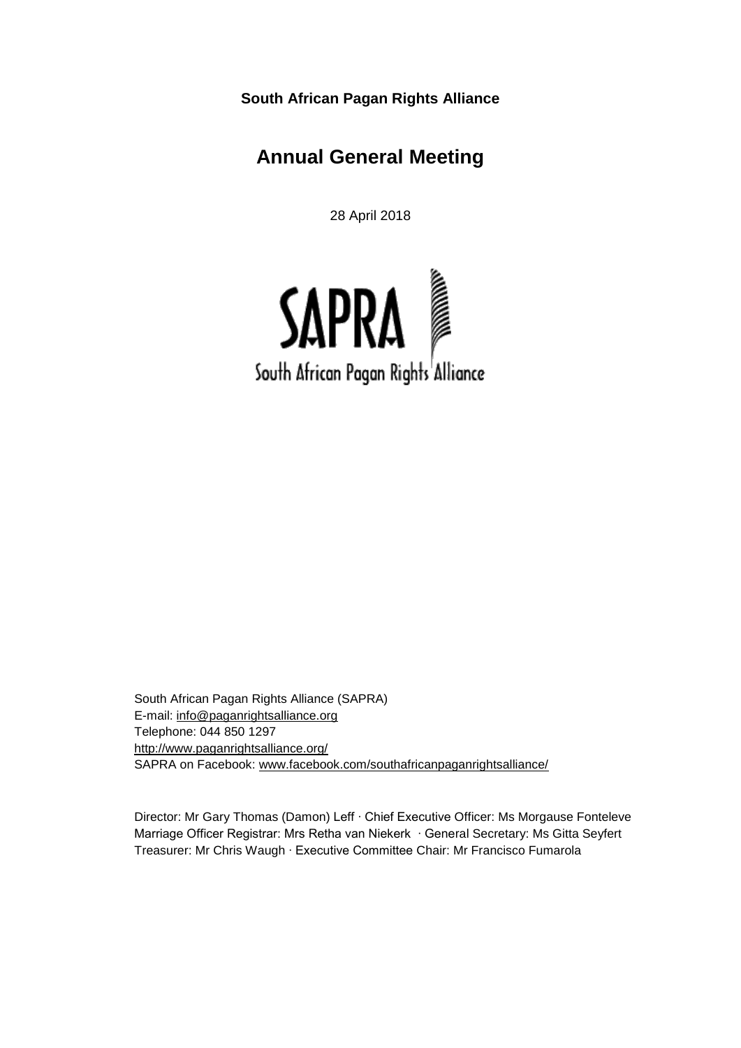**South African Pagan Rights Alliance**

# Annual General Meeting

28 April 2018

South African Pagan Rights Alliance (SAPRA)
E-mail: info@paganrightsalliance.org
Telephone: 044 850 1297
http://www.paganrightsalliance.org/
SAPRA on Facebook: www.facebook.com/southafricanpaganrightsalliance/

Director: Mr Gary Thomas (Damon) Leff · Chief Executive Officer: Ms Morgause Fonteleve
Marriage Officer Registrar: Mrs Retha van Niekerk · General Secretary: Ms Gitta Seyfert
Treasurer: Mr Chris Waugh · Executive Committee Chair: Mr Francisco Fumarola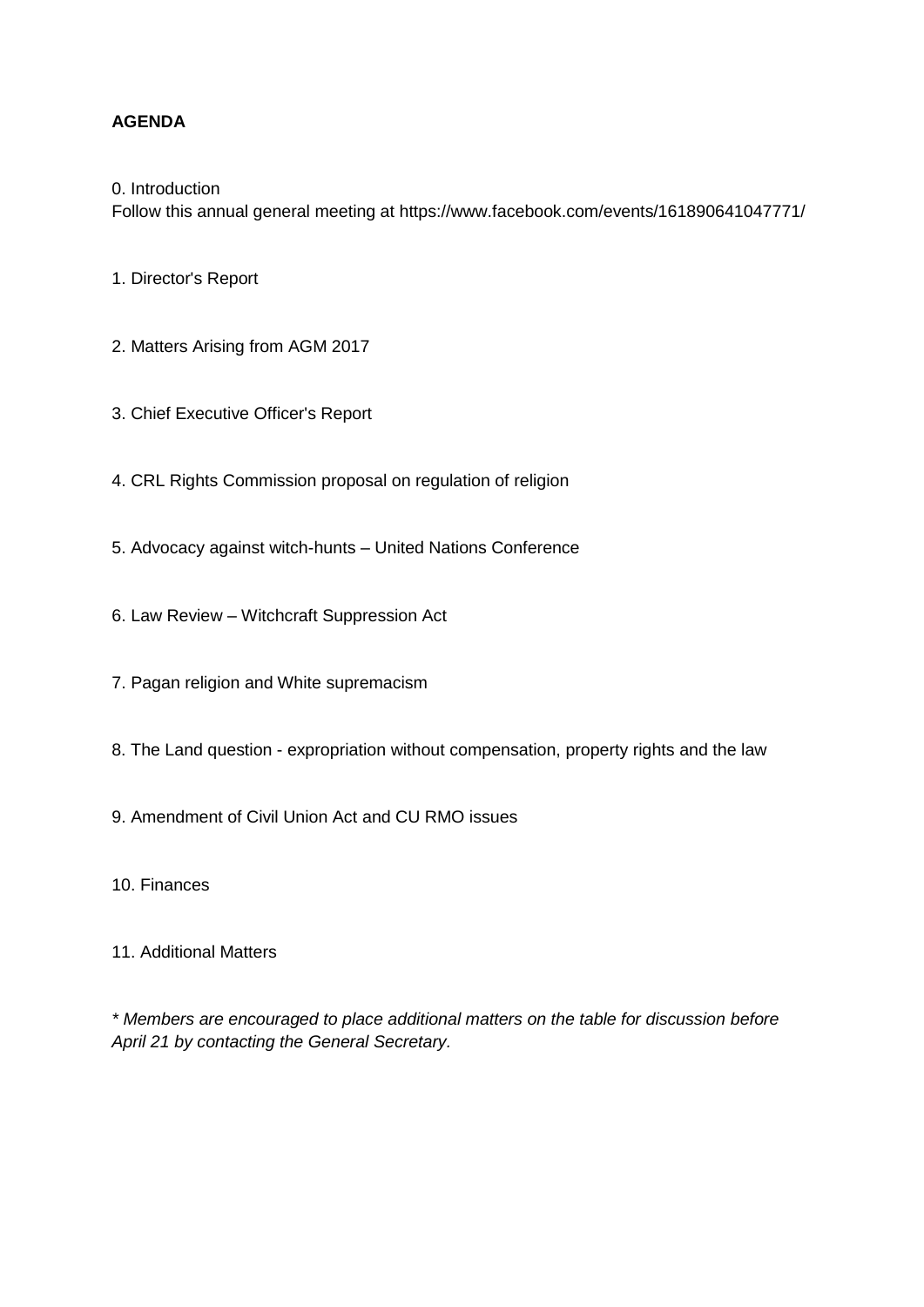**AGENDA**

0. Introduction
Follow this annual general meeting at https://www.facebook.com/events/161890641047771/

1. Director's Report

2. Matters Arising from AGM 2017

3. Chief Executive Officer's Report

4. CRL Rights Commission proposal on regulation of religion

5. Advocacy against witch-hunts – United Nations Conference

6. Law Review – Witchcraft Suppression Act

7. Pagan religion and White supremacism

8. The Land question - expropriation without compensation, property rights and the law

9. Amendment of Civil Union Act and CU RMO issues

10. Finances

11. Additional Matters

*\* Members are encouraged to place additional matters on the table for discussion before April 21 by contacting the General Secretary.*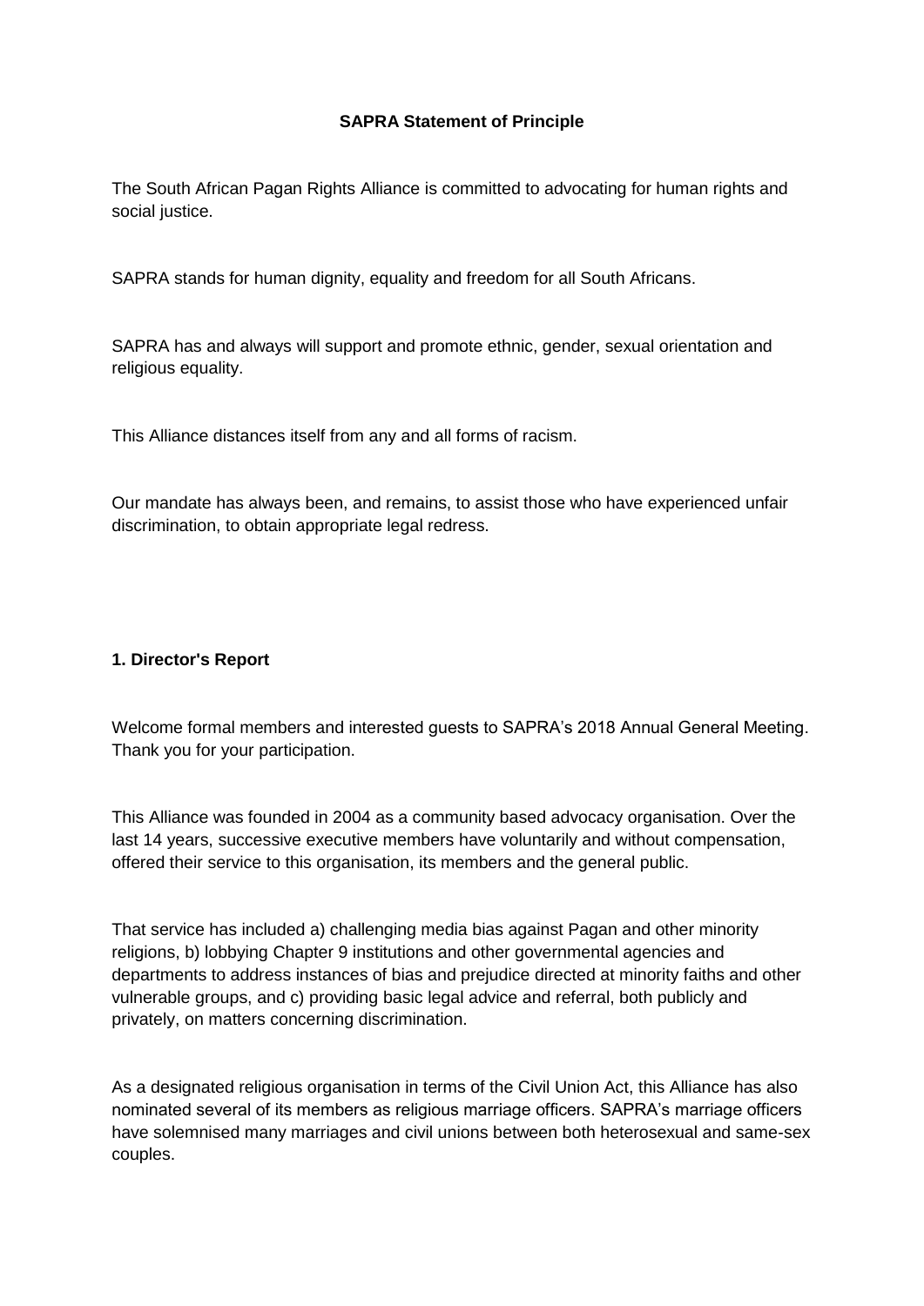**SAPRA Statement of Principle**

The South African Pagan Rights Alliance is committed to advocating for human rights and social justice.

SAPRA stands for human dignity, equality and freedom for all South Africans.

SAPRA has and always will support and promote ethnic, gender, sexual orientation and religious equality.

This Alliance distances itself from any and all forms of racism.

Our mandate has always been, and remains, to assist those who have experienced unfair discrimination, to obtain appropriate legal redress.

## 1. Director's Report

Welcome formal members and interested guests to SAPRA's 2018 Annual General Meeting. Thank you for your participation.

This Alliance was founded in 2004 as a community based advocacy organisation. Over the last 14 years, successive executive members have voluntarily and without compensation, offered their service to this organisation, its members and the general public.

That service has included a) challenging media bias against Pagan and other minority religions, b) lobbying Chapter 9 institutions and other governmental agencies and departments to address instances of bias and prejudice directed at minority faiths and other vulnerable groups, and c) providing basic legal advice and referral, both publicly and privately, on matters concerning discrimination.

As a designated religious organisation in terms of the Civil Union Act, this Alliance has also nominated several of its members as religious marriage officers. SAPRA's marriage officers have solemnised many marriages and civil unions between both heterosexual and same-sex couples.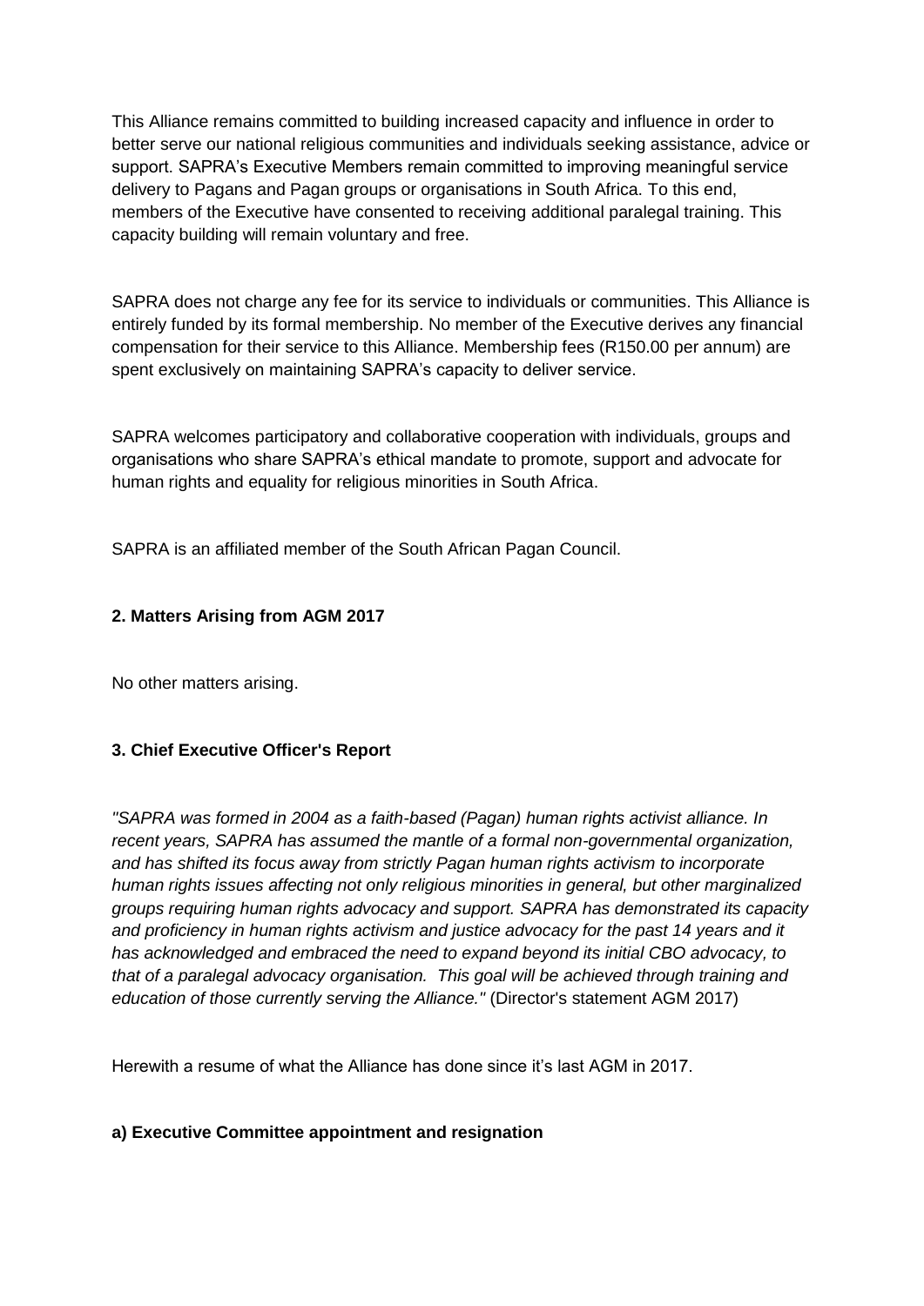This Alliance remains committed to building increased capacity and influence in order to better serve our national religious communities and individuals seeking assistance, advice or support. SAPRA's Executive Members remain committed to improving meaningful service delivery to Pagans and Pagan groups or organisations in South Africa. To this end, members of the Executive have consented to receiving additional paralegal training. This capacity building will remain voluntary and free.

SAPRA does not charge any fee for its service to individuals or communities. This Alliance is entirely funded by its formal membership. No member of the Executive derives any financial compensation for their service to this Alliance. Membership fees (R150.00 per annum) are spent exclusively on maintaining SAPRA's capacity to deliver service.

SAPRA welcomes participatory and collaborative cooperation with individuals, groups and organisations who share SAPRA's ethical mandate to promote, support and advocate for human rights and equality for religious minorities in South Africa.

SAPRA is an affiliated member of the South African Pagan Council.

### 2. Matters Arising from AGM 2017

No other matters arising.

### 3. Chief Executive Officer's Report

*"SAPRA was formed in 2004 as a faith-based (Pagan) human rights activist alliance. In recent years, SAPRA has assumed the mantle of a formal non-governmental organization, and has shifted its focus away from strictly Pagan human rights activism to incorporate human rights issues affecting not only religious minorities in general, but other marginalized groups requiring human rights advocacy and support. SAPRA has demonstrated its capacity and proficiency in human rights activism and justice advocacy for the past 14 years and it has acknowledged and embraced the need to expand beyond its initial CBO advocacy, to that of a paralegal advocacy organisation. This goal will be achieved through training and education of those currently serving the Alliance."* (Director's statement AGM 2017)

Herewith a resume of what the Alliance has done since it's last AGM in 2017.

#### a) Executive Committee appointment and resignation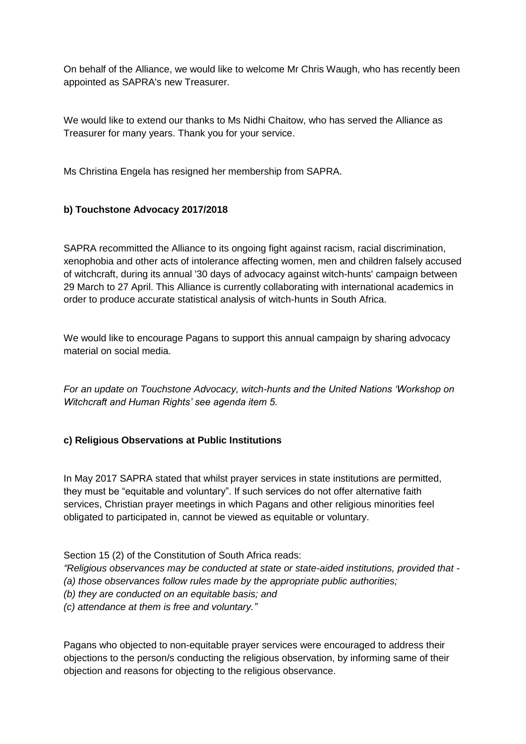On behalf of the Alliance, we would like to welcome Mr Chris Waugh, who has recently been appointed as SAPRA's new Treasurer.

We would like to extend our thanks to Ms Nidhi Chaitow, who has served the Alliance as Treasurer for many years. Thank you for your service.

Ms Christina Engela has resigned her membership from SAPRA.

### b) Touchstone Advocacy 2017/2018

SAPRA recommitted the Alliance to its ongoing fight against racism, racial discrimination, xenophobia and other acts of intolerance affecting women, men and children falsely accused of witchcraft, during its annual '30 days of advocacy against witch-hunts' campaign between 29 March to 27 April. This Alliance is currently collaborating with international academics in order to produce accurate statistical analysis of witch-hunts in South Africa.

We would like to encourage Pagans to support this annual campaign by sharing advocacy material on social media.

*For an update on Touchstone Advocacy, witch-hunts and the United Nations 'Workshop on Witchcraft and Human Rights' see agenda item 5.*

### c) Religious Observations at Public Institutions

In May 2017 SAPRA stated that whilst prayer services in state institutions are permitted, they must be "equitable and voluntary". If such services do not offer alternative faith services, Christian prayer meetings in which Pagans and other religious minorities feel obligated to participated in, cannot be viewed as equitable or voluntary.

Section 15 (2) of the Constitution of South Africa reads:
*"Religious observances may be conducted at state or state-aided institutions, provided that -*
*(a) those observances follow rules made by the appropriate public authorities;*
*(b) they are conducted on an equitable basis; and*
*(c) attendance at them is free and voluntary."*

Pagans who objected to non-equitable prayer services were encouraged to address their objections to the person/s conducting the religious observation, by informing same of their objection and reasons for objecting to the religious observance.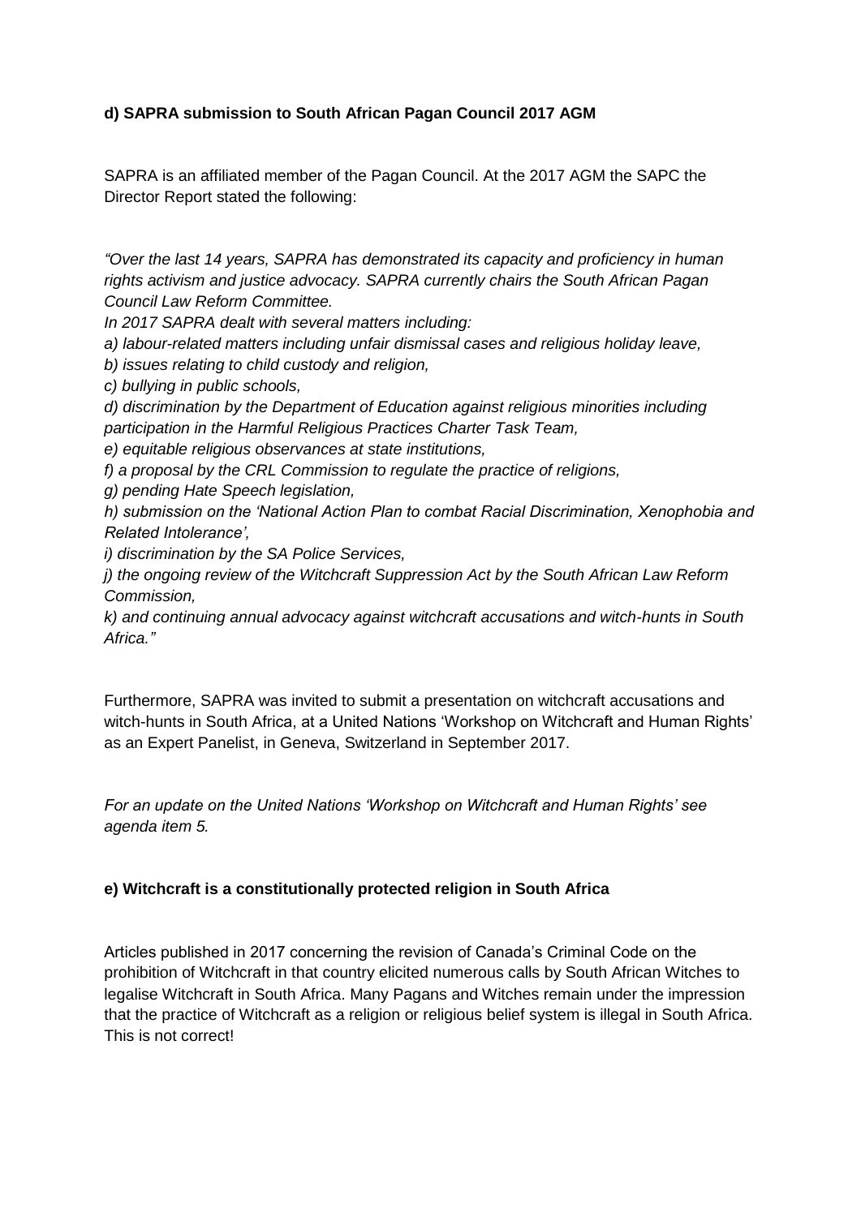**d) SAPRA submission to South African Pagan Council 2017 AGM**

SAPRA is an affiliated member of the Pagan Council. At the 2017 AGM the SAPC the Director Report stated the following:

*"Over the last 14 years, SAPRA has demonstrated its capacity and proficiency in human rights activism and justice advocacy. SAPRA currently chairs the South African Pagan Council Law Reform Committee.*
*In 2017 SAPRA dealt with several matters including:*
*a) labour-related matters including unfair dismissal cases and religious holiday leave,*
*b) issues relating to child custody and religion,*
*c) bullying in public schools,*
*d) discrimination by the Department of Education against religious minorities including participation in the Harmful Religious Practices Charter Task Team,*
*e) equitable religious observances at state institutions,*
*f) a proposal by the CRL Commission to regulate the practice of religions,*
*g) pending Hate Speech legislation,*
*h) submission on the 'National Action Plan to combat Racial Discrimination, Xenophobia and Related Intolerance',*
*i) discrimination by the SA Police Services,*
*j) the ongoing review of the Witchcraft Suppression Act by the South African Law Reform Commission,*
*k) and continuing annual advocacy against witchcraft accusations and witch-hunts in South Africa."*

Furthermore, SAPRA was invited to submit a presentation on witchcraft accusations and witch-hunts in South Africa, at a United Nations 'Workshop on Witchcraft and Human Rights' as an Expert Panelist, in Geneva, Switzerland in September 2017.

*For an update on the United Nations 'Workshop on Witchcraft and Human Rights' see agenda item 5.*

**e) Witchcraft is a constitutionally protected religion in South Africa**

Articles published in 2017 concerning the revision of Canada's Criminal Code on the prohibition of Witchcraft in that country elicited numerous calls by South African Witches to legalise Witchcraft in South Africa. Many Pagans and Witches remain under the impression that the practice of Witchcraft as a religion or religious belief system is illegal in South Africa. This is not correct!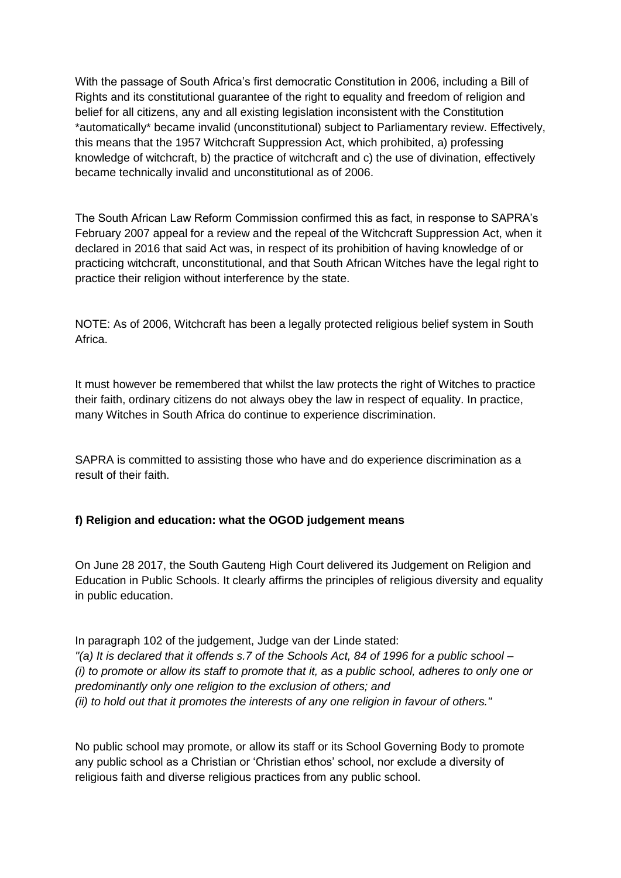With the passage of South Africa's first democratic Constitution in 2006, including a Bill of Rights and its constitutional guarantee of the right to equality and freedom of religion and belief for all citizens, any and all existing legislation inconsistent with the Constitution *automatically* became invalid (unconstitutional) subject to Parliamentary review. Effectively, this means that the 1957 Witchcraft Suppression Act, which prohibited, a) professing knowledge of witchcraft, b) the practice of witchcraft and c) the use of divination, effectively became technically invalid and unconstitutional as of 2006.

The South African Law Reform Commission confirmed this as fact, in response to SAPRA's February 2007 appeal for a review and the repeal of the Witchcraft Suppression Act, when it declared in 2016 that said Act was, in respect of its prohibition of having knowledge of or practicing witchcraft, unconstitutional, and that South African Witches have the legal right to practice their religion without interference by the state.

NOTE: As of 2006, Witchcraft has been a legally protected religious belief system in South Africa.

It must however be remembered that whilst the law protects the right of Witches to practice their faith, ordinary citizens do not always obey the law in respect of equality. In practice, many Witches in South Africa do continue to experience discrimination.

SAPRA is committed to assisting those who have and do experience discrimination as a result of their faith.

**f) Religion and education: what the OGOD judgement means**

On June 28 2017, the South Gauteng High Court delivered its Judgement on Religion and Education in Public Schools. It clearly affirms the principles of religious diversity and equality in public education.

In paragraph 102 of the judgement, Judge van der Linde stated:
*"(a) It is declared that it offends s.7 of the Schools Act, 84 of 1996 for a public school –*
*(i) to promote or allow its staff to promote that it, as a public school, adheres to only one or predominantly only one religion to the exclusion of others; and*
*(ii) to hold out that it promotes the interests of any one religion in favour of others."*

No public school may promote, or allow its staff or its School Governing Body to promote any public school as a Christian or 'Christian ethos' school, nor exclude a diversity of religious faith and diverse religious practices from any public school.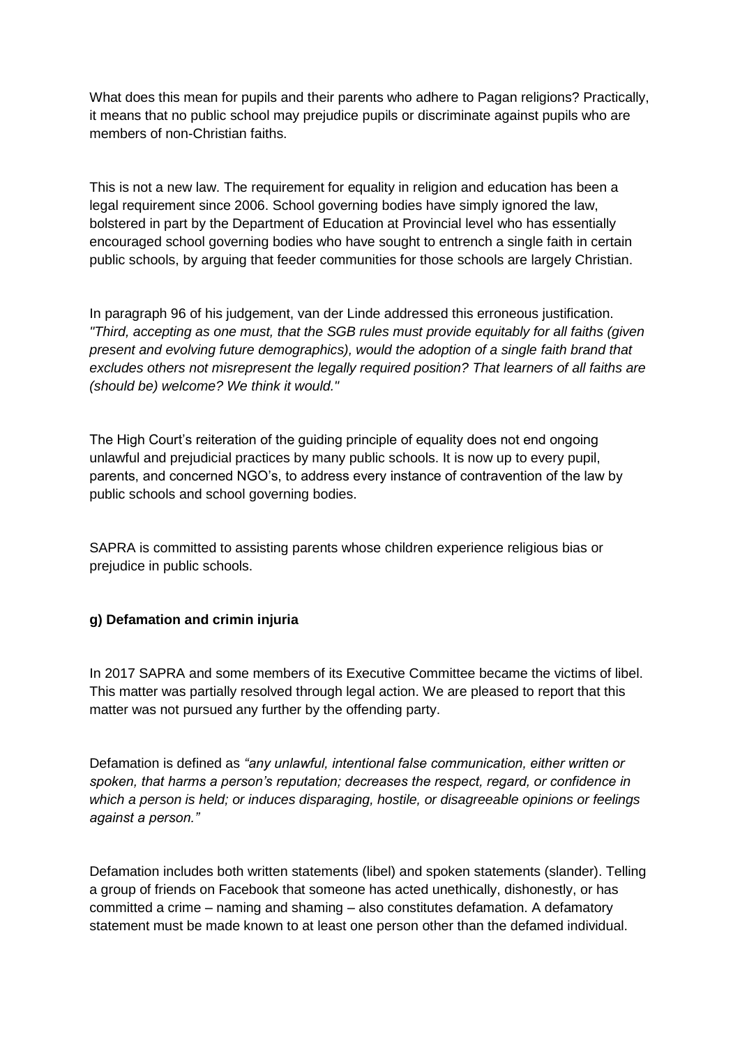What does this mean for pupils and their parents who adhere to Pagan religions? Practically, it means that no public school may prejudice pupils or discriminate against pupils who are members of non-Christian faiths.

This is not a new law. The requirement for equality in religion and education has been a legal requirement since 2006. School governing bodies have simply ignored the law, bolstered in part by the Department of Education at Provincial level who has essentially encouraged school governing bodies who have sought to entrench a single faith in certain public schools, by arguing that feeder communities for those schools are largely Christian.

In paragraph 96 of his judgement, van der Linde addressed this erroneous justification. *"Third, accepting as one must, that the SGB rules must provide equitably for all faiths (given present and evolving future demographics), would the adoption of a single faith brand that excludes others not misrepresent the legally required position? That learners of all faiths are (should be) welcome? We think it would."*

The High Court's reiteration of the guiding principle of equality does not end ongoing unlawful and prejudicial practices by many public schools. It is now up to every pupil, parents, and concerned NGO's, to address every instance of contravention of the law by public schools and school governing bodies.

SAPRA is committed to assisting parents whose children experience religious bias or prejudice in public schools.

**g) Defamation and crimin injuria**

In 2017 SAPRA and some members of its Executive Committee became the victims of libel. This matter was partially resolved through legal action. We are pleased to report that this matter was not pursued any further by the offending party.

Defamation is defined as *"any unlawful, intentional false communication, either written or spoken, that harms a person's reputation; decreases the respect, regard, or confidence in which a person is held; or induces disparaging, hostile, or disagreeable opinions or feelings against a person."*

Defamation includes both written statements (libel) and spoken statements (slander). Telling a group of friends on Facebook that someone has acted unethically, dishonestly, or has committed a crime – naming and shaming – also constitutes defamation. A defamatory statement must be made known to at least one person other than the defamed individual.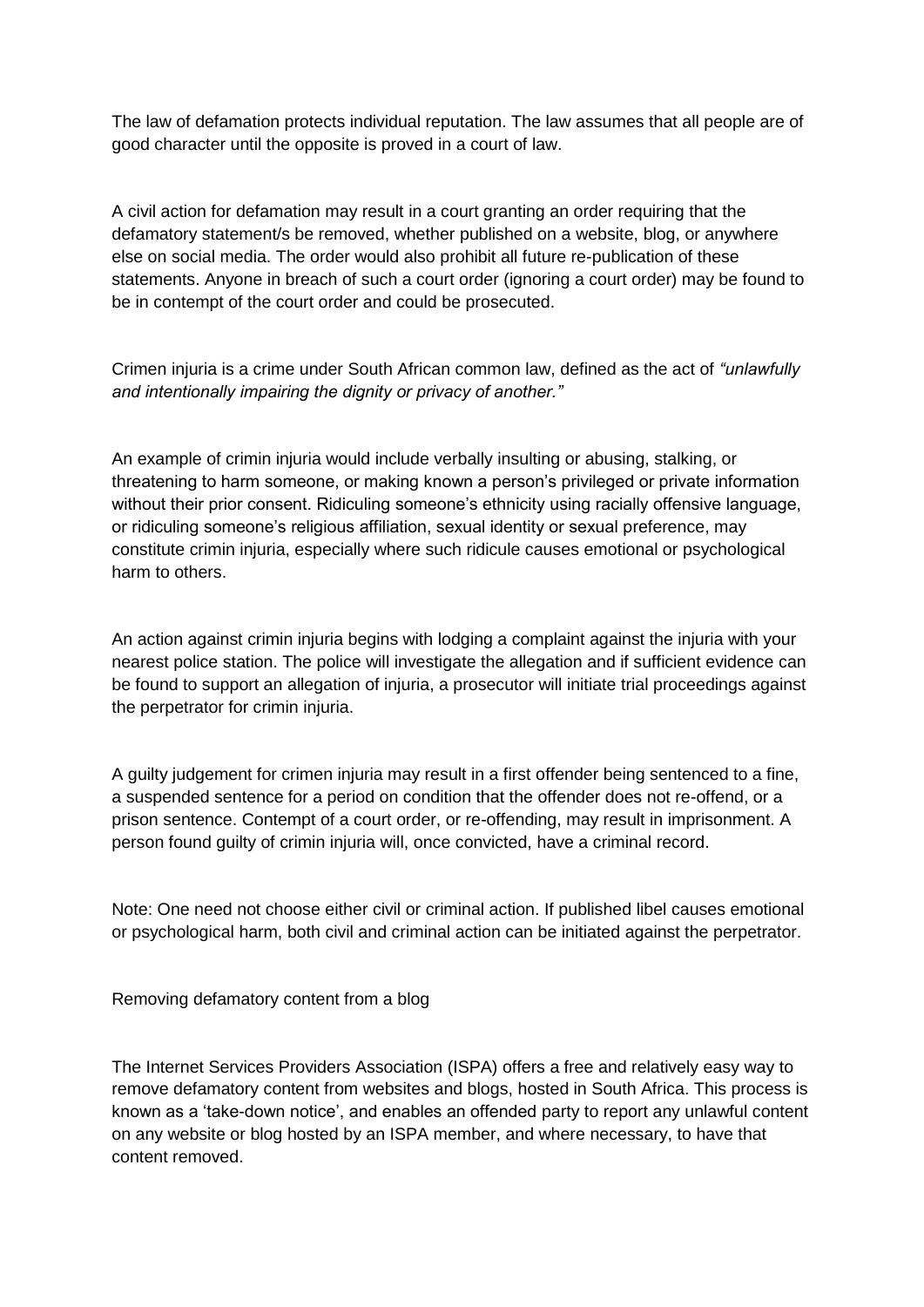The law of defamation protects individual reputation. The law assumes that all people are of good character until the opposite is proved in a court of law.

A civil action for defamation may result in a court granting an order requiring that the defamatory statement/s be removed, whether published on a website, blog, or anywhere else on social media. The order would also prohibit all future re-publication of these statements. Anyone in breach of such a court order (ignoring a court order) may be found to be in contempt of the court order and could be prosecuted.

Crimen injuria is a crime under South African common law, defined as the act of *"unlawfully and intentionally impairing the dignity or privacy of another."*

An example of crimin injuria would include verbally insulting or abusing, stalking, or threatening to harm someone, or making known a person's privileged or private information without their prior consent. Ridiculing someone's ethnicity using racially offensive language, or ridiculing someone's religious affiliation, sexual identity or sexual preference, may constitute crimin injuria, especially where such ridicule causes emotional or psychological harm to others.

An action against crimin injuria begins with lodging a complaint against the injuria with your nearest police station. The police will investigate the allegation and if sufficient evidence can be found to support an allegation of injuria, a prosecutor will initiate trial proceedings against the perpetrator for crimin injuria.

A guilty judgement for crimen injuria may result in a first offender being sentenced to a fine, a suspended sentence for a period on condition that the offender does not re-offend, or a prison sentence. Contempt of a court order, or re-offending, may result in imprisonment. A person found guilty of crimin injuria will, once convicted, have a criminal record.

Note: One need not choose either civil or criminal action. If published libel causes emotional or psychological harm, both civil and criminal action can be initiated against the perpetrator.

Removing defamatory content from a blog

The Internet Services Providers Association (ISPA) offers a free and relatively easy way to remove defamatory content from websites and blogs, hosted in South Africa. This process is known as a 'take-down notice', and enables an offended party to report any unlawful content on any website or blog hosted by an ISPA member, and where necessary, to have that content removed.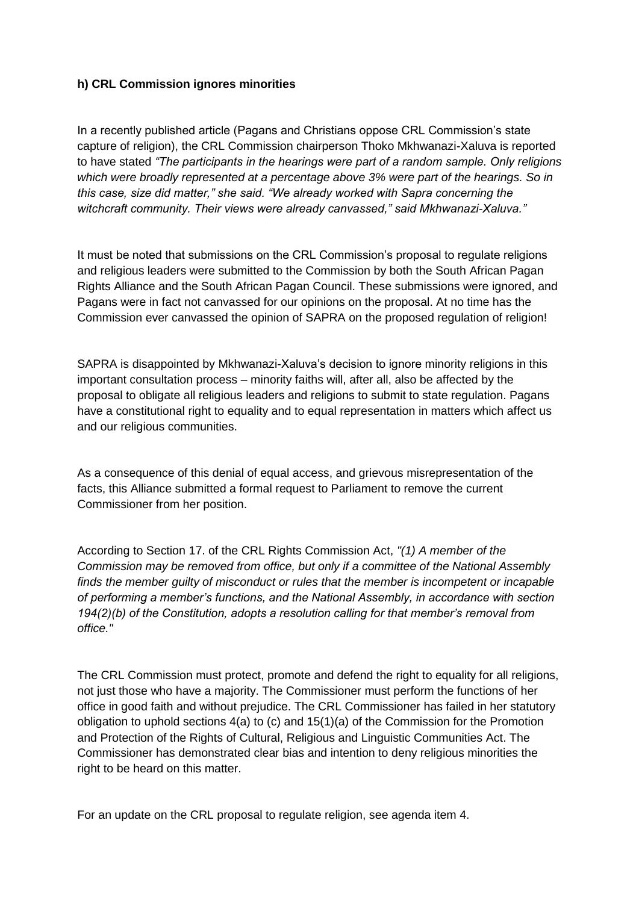**h) CRL Commission ignores minorities**

In a recently published article (Pagans and Christians oppose CRL Commission's state capture of religion), the CRL Commission chairperson Thoko Mkhwanazi-Xaluva is reported to have stated *"The participants in the hearings were part of a random sample. Only religions which were broadly represented at a percentage above 3% were part of the hearings. So in this case, size did matter," she said. "We already worked with Sapra concerning the witchcraft community. Their views were already canvassed," said Mkhwanazi-Xaluva."*

It must be noted that submissions on the CRL Commission's proposal to regulate religions and religious leaders were submitted to the Commission by both the South African Pagan Rights Alliance and the South African Pagan Council. These submissions were ignored, and Pagans were in fact not canvassed for our opinions on the proposal. At no time has the Commission ever canvassed the opinion of SAPRA on the proposed regulation of religion!

SAPRA is disappointed by Mkhwanazi-Xaluva's decision to ignore minority religions in this important consultation process – minority faiths will, after all, also be affected by the proposal to obligate all religious leaders and religions to submit to state regulation. Pagans have a constitutional right to equality and to equal representation in matters which affect us and our religious communities.

As a consequence of this denial of equal access, and grievous misrepresentation of the facts, this Alliance submitted a formal request to Parliament to remove the current Commissioner from her position.

According to Section 17. of the CRL Rights Commission Act, *"(1) A member of the Commission may be removed from office, but only if a committee of the National Assembly finds the member guilty of misconduct or rules that the member is incompetent or incapable of performing a member's functions, and the National Assembly, in accordance with section 194(2)(b) of the Constitution, adopts a resolution calling for that member's removal from office."*

The CRL Commission must protect, promote and defend the right to equality for all religions, not just those who have a majority. The Commissioner must perform the functions of her office in good faith and without prejudice. The CRL Commissioner has failed in her statutory obligation to uphold sections 4(a) to (c) and 15(1)(a) of the Commission for the Promotion and Protection of the Rights of Cultural, Religious and Linguistic Communities Act. The Commissioner has demonstrated clear bias and intention to deny religious minorities the right to be heard on this matter.

For an update on the CRL proposal to regulate religion, see agenda item 4.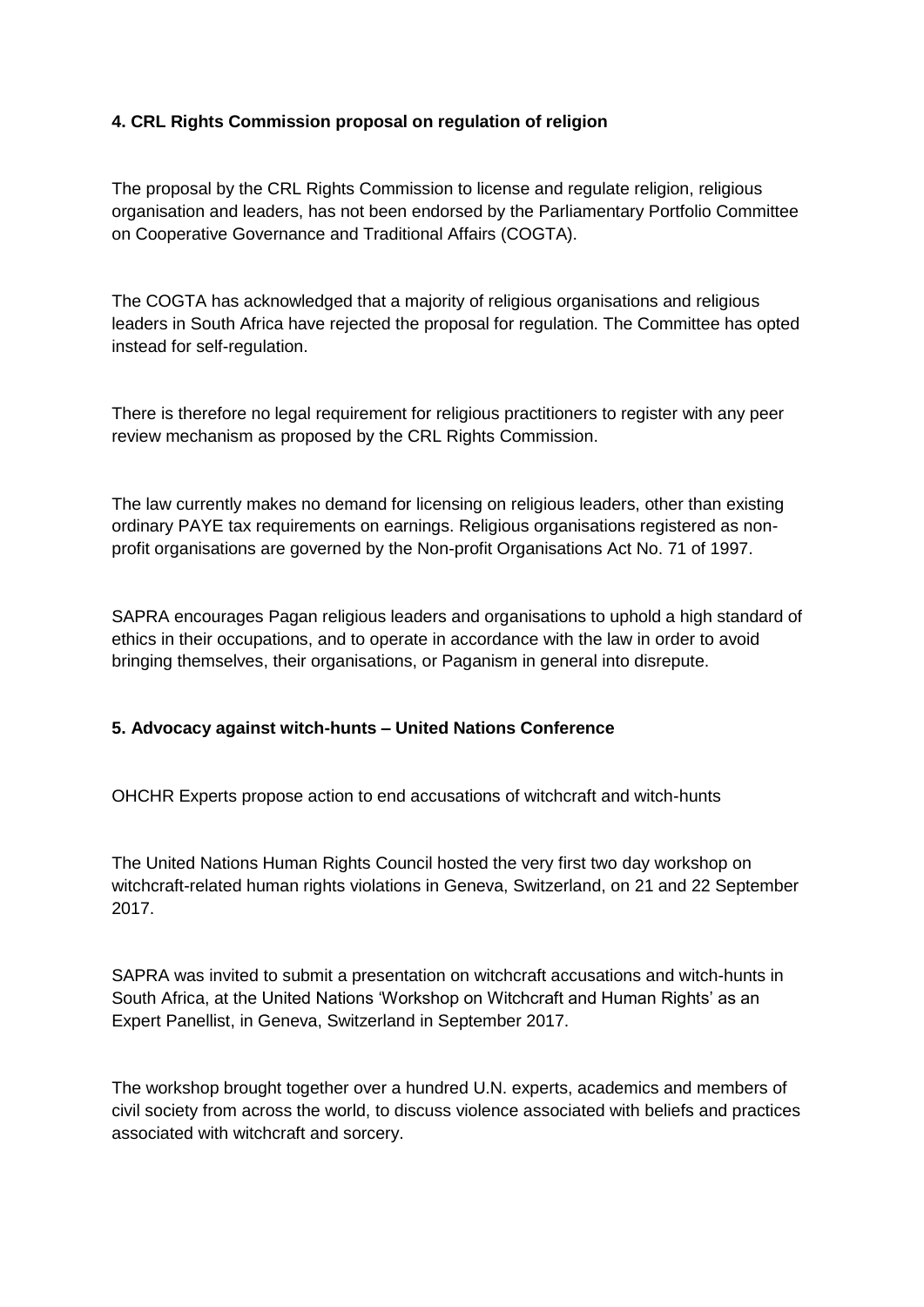**4. CRL Rights Commission proposal on regulation of religion**

The proposal by the CRL Rights Commission to license and regulate religion, religious organisation and leaders, has not been endorsed by the Parliamentary Portfolio Committee on Cooperative Governance and Traditional Affairs (COGTA).

The COGTA has acknowledged that a majority of religious organisations and religious leaders in South Africa have rejected the proposal for regulation. The Committee has opted instead for self-regulation.

There is therefore no legal requirement for religious practitioners to register with any peer review mechanism as proposed by the CRL Rights Commission.

The law currently makes no demand for licensing on religious leaders, other than existing ordinary PAYE tax requirements on earnings. Religious organisations registered as non-profit organisations are governed by the Non-profit Organisations Act No. 71 of 1997.

SAPRA encourages Pagan religious leaders and organisations to uphold a high standard of ethics in their occupations, and to operate in accordance with the law in order to avoid bringing themselves, their organisations, or Paganism in general into disrepute.

**5. Advocacy against witch-hunts – United Nations Conference**

OHCHR Experts propose action to end accusations of witchcraft and witch-hunts

The United Nations Human Rights Council hosted the very first two day workshop on witchcraft-related human rights violations in Geneva, Switzerland, on 21 and 22 September 2017.

SAPRA was invited to submit a presentation on witchcraft accusations and witch-hunts in South Africa, at the United Nations 'Workshop on Witchcraft and Human Rights' as an Expert Panellist, in Geneva, Switzerland in September 2017.

The workshop brought together over a hundred U.N. experts, academics and members of civil society from across the world, to discuss violence associated with beliefs and practices associated with witchcraft and sorcery.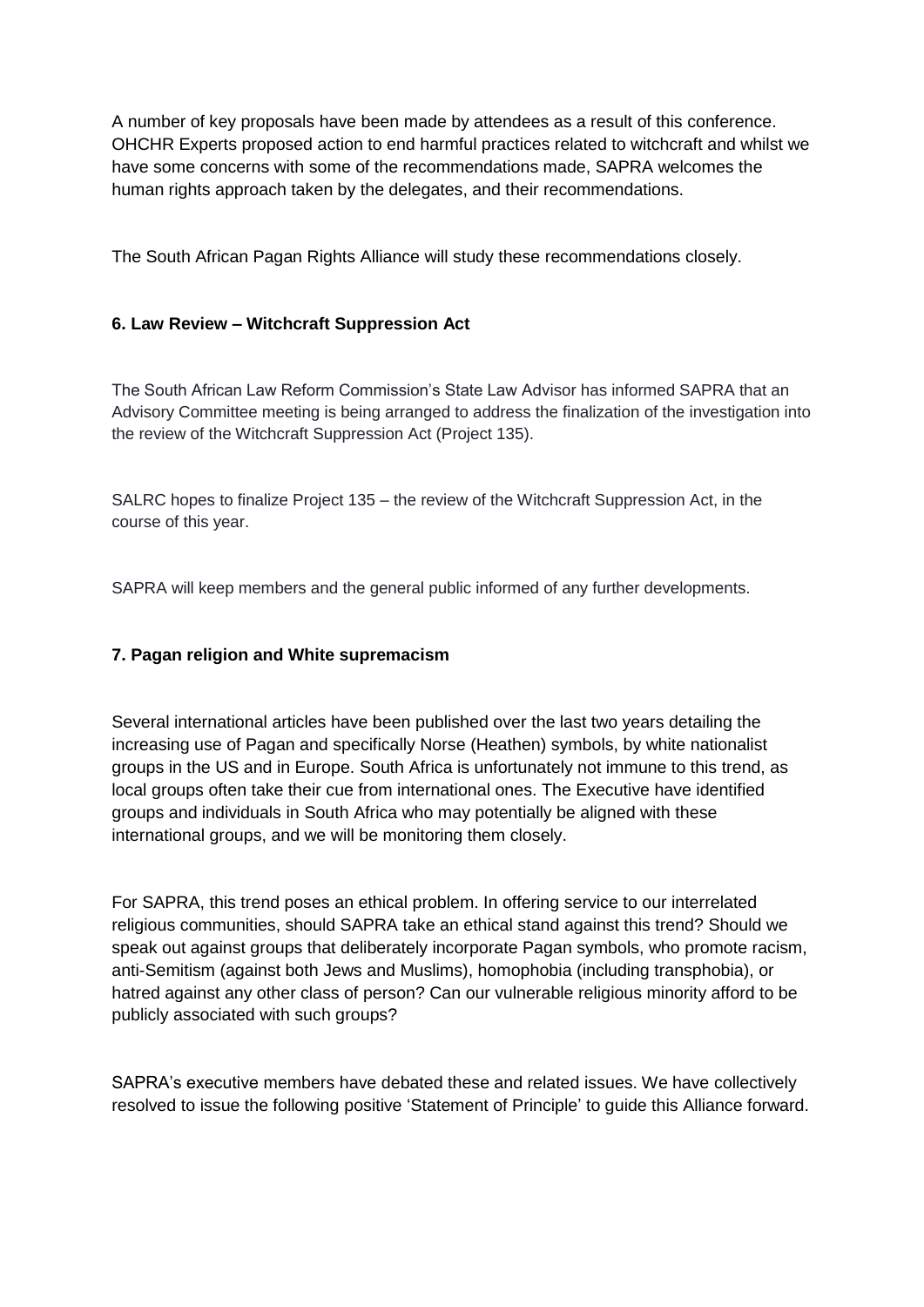A number of key proposals have been made by attendees as a result of this conference. OHCHR Experts proposed action to end harmful practices related to witchcraft and whilst we have some concerns with some of the recommendations made, SAPRA welcomes the human rights approach taken by the delegates, and their recommendations.

The South African Pagan Rights Alliance will study these recommendations closely.

**6. Law Review – Witchcraft Suppression Act**

The South African Law Reform Commission's State Law Advisor has informed SAPRA that an Advisory Committee meeting is being arranged to address the finalization of the investigation into the review of the Witchcraft Suppression Act (Project 135).

SALRC hopes to finalize Project 135 – the review of the Witchcraft Suppression Act, in the course of this year.

SAPRA will keep members and the general public informed of any further developments.

**7. Pagan religion and White supremacism**

Several international articles have been published over the last two years detailing the increasing use of Pagan and specifically Norse (Heathen) symbols, by white nationalist groups in the US and in Europe. South Africa is unfortunately not immune to this trend, as local groups often take their cue from international ones. The Executive have identified groups and individuals in South Africa who may potentially be aligned with these international groups, and we will be monitoring them closely.

For SAPRA, this trend poses an ethical problem. In offering service to our interrelated religious communities, should SAPRA take an ethical stand against this trend? Should we speak out against groups that deliberately incorporate Pagan symbols, who promote racism, anti-Semitism (against both Jews and Muslims), homophobia (including transphobia), or hatred against any other class of person? Can our vulnerable religious minority afford to be publicly associated with such groups?

SAPRA's executive members have debated these and related issues. We have collectively resolved to issue the following positive 'Statement of Principle' to guide this Alliance forward.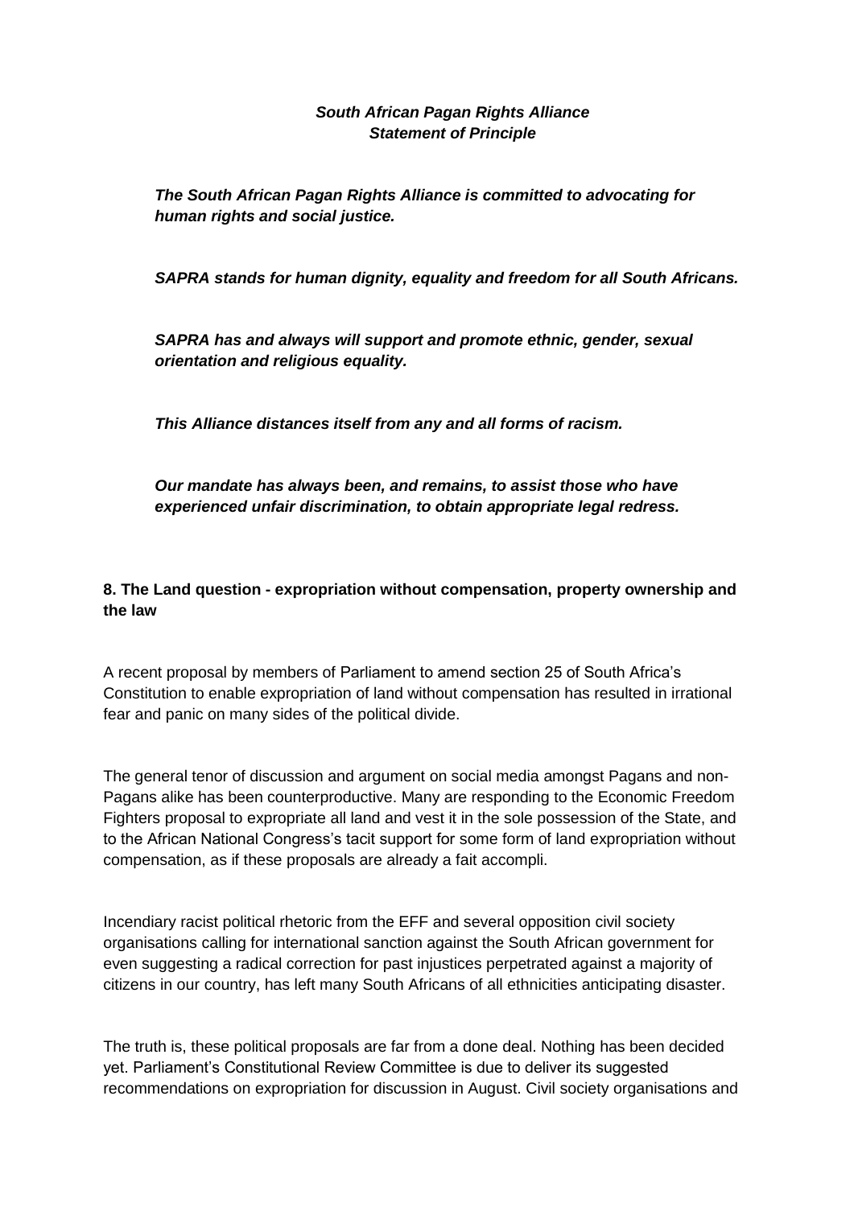***South African Pagan Rights Alliance***
***Statement of Principle***

***The South African Pagan Rights Alliance is committed to advocating for human rights and social justice.***

***SAPRA stands for human dignity, equality and freedom for all South Africans.***

***SAPRA has and always will support and promote ethnic, gender, sexual orientation and religious equality.***

***This Alliance distances itself from any and all forms of racism.***

***Our mandate has always been, and remains, to assist those who have experienced unfair discrimination, to obtain appropriate legal redress.***

## 8. The Land question - expropriation without compensation, property ownership and the law

A recent proposal by members of Parliament to amend section 25 of South Africa's Constitution to enable expropriation of land without compensation has resulted in irrational fear and panic on many sides of the political divide.

The general tenor of discussion and argument on social media amongst Pagans and non-Pagans alike has been counterproductive. Many are responding to the Economic Freedom Fighters proposal to expropriate all land and vest it in the sole possession of the State, and to the African National Congress's tacit support for some form of land expropriation without compensation, as if these proposals are already a fait accompli.

Incendiary racist political rhetoric from the EFF and several opposition civil society organisations calling for international sanction against the South African government for even suggesting a radical correction for past injustices perpetrated against a majority of citizens in our country, has left many South Africans of all ethnicities anticipating disaster.

The truth is, these political proposals are far from a done deal. Nothing has been decided yet. Parliament's Constitutional Review Committee is due to deliver its suggested recommendations on expropriation for discussion in August. Civil society organisations and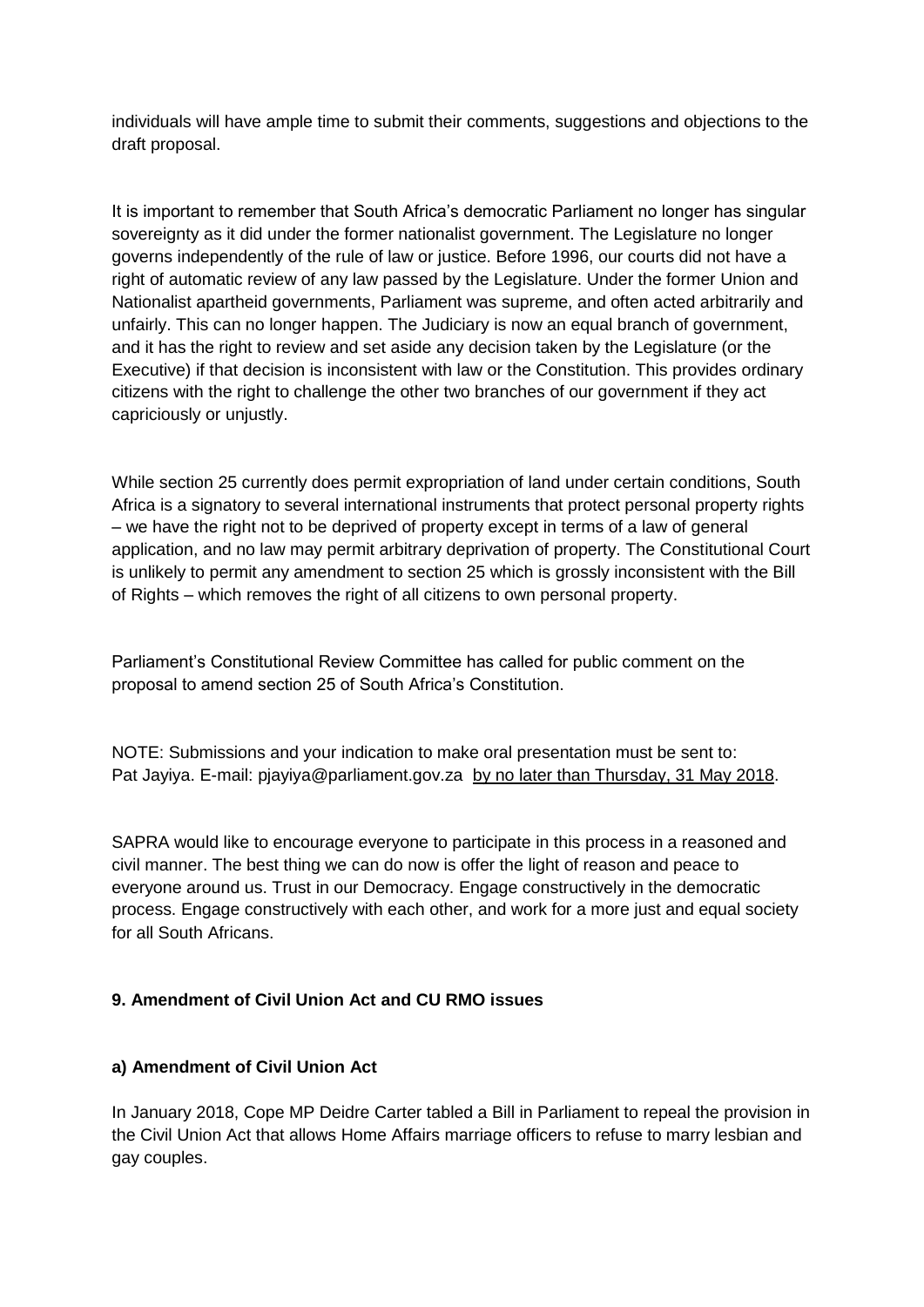individuals will have ample time to submit their comments, suggestions and objections to the draft proposal.

It is important to remember that South Africa's democratic Parliament no longer has singular sovereignty as it did under the former nationalist government. The Legislature no longer governs independently of the rule of law or justice. Before 1996, our courts did not have a right of automatic review of any law passed by the Legislature. Under the former Union and Nationalist apartheid governments, Parliament was supreme, and often acted arbitrarily and unfairly. This can no longer happen. The Judiciary is now an equal branch of government, and it has the right to review and set aside any decision taken by the Legislature (or the Executive) if that decision is inconsistent with law or the Constitution. This provides ordinary citizens with the right to challenge the other two branches of our government if they act capriciously or unjustly.

While section 25 currently does permit expropriation of land under certain conditions, South Africa is a signatory to several international instruments that protect personal property rights – we have the right not to be deprived of property except in terms of a law of general application, and no law may permit arbitrary deprivation of property. The Constitutional Court is unlikely to permit any amendment to section 25 which is grossly inconsistent with the Bill of Rights – which removes the right of all citizens to own personal property.

Parliament's Constitutional Review Committee has called for public comment on the proposal to amend section 25 of South Africa's Constitution.

NOTE: Submissions and your indication to make oral presentation must be sent to:
Pat Jayiya. E-mail: pjayiya@parliament.gov.za <u>by no later than Thursday, 31 May 2018</u>.

SAPRA would like to encourage everyone to participate in this process in a reasoned and civil manner. The best thing we can do now is offer the light of reason and peace to everyone around us. Trust in our Democracy. Engage constructively in the democratic process. Engage constructively with each other, and work for a more just and equal society for all South Africans.

**9. Amendment of Civil Union Act and CU RMO issues**

**a) Amendment of Civil Union Act**

In January 2018, Cope MP Deidre Carter tabled a Bill in Parliament to repeal the provision in the Civil Union Act that allows Home Affairs marriage officers to refuse to marry lesbian and gay couples.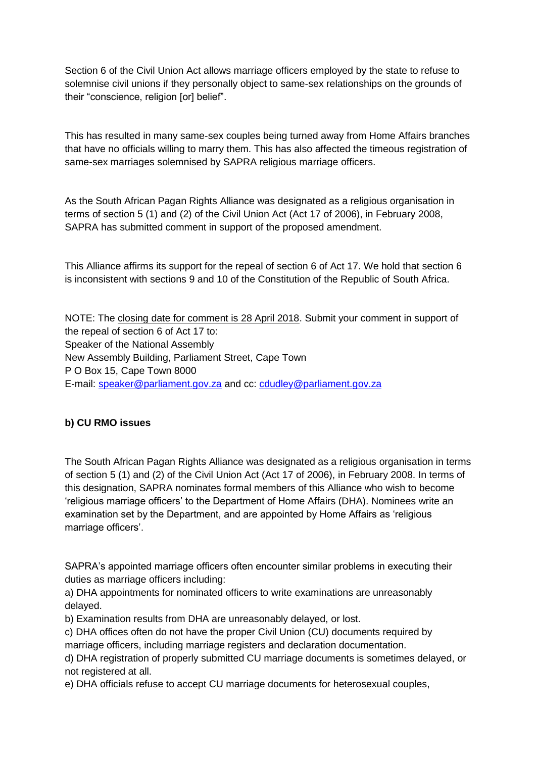Section 6 of the Civil Union Act allows marriage officers employed by the state to refuse to solemnise civil unions if they personally object to same-sex relationships on the grounds of their "conscience, religion [or] belief".

This has resulted in many same-sex couples being turned away from Home Affairs branches that have no officials willing to marry them. This has also affected the timeous registration of same-sex marriages solemnised by SAPRA religious marriage officers.

As the South African Pagan Rights Alliance was designated as a religious organisation in terms of section 5 (1) and (2) of the Civil Union Act (Act 17 of 2006), in February 2008, SAPRA has submitted comment in support of the proposed amendment.

This Alliance affirms its support for the repeal of section 6 of Act 17. We hold that section 6 is inconsistent with sections 9 and 10 of the Constitution of the Republic of South Africa.

NOTE: The <u>closing date for comment is 28 April 2018</u>. Submit your comment in support of the repeal of section 6 of Act 17 to:
Speaker of the National Assembly
New Assembly Building, Parliament Street, Cape Town
P O Box 15, Cape Town 8000
E-mail: speaker@parliament.gov.za and cc: cdudley@parliament.gov.za

**b) CU RMO issues**

The South African Pagan Rights Alliance was designated as a religious organisation in terms of section 5 (1) and (2) of the Civil Union Act (Act 17 of 2006), in February 2008. In terms of this designation, SAPRA nominates formal members of this Alliance who wish to become 'religious marriage officers' to the Department of Home Affairs (DHA). Nominees write an examination set by the Department, and are appointed by Home Affairs as 'religious marriage officers'.

SAPRA's appointed marriage officers often encounter similar problems in executing their duties as marriage officers including:
a) DHA appointments for nominated officers to write examinations are unreasonably delayed.
b) Examination results from DHA are unreasonably delayed, or lost.
c) DHA offices often do not have the proper Civil Union (CU) documents required by marriage officers, including marriage registers and declaration documentation.
d) DHA registration of properly submitted CU marriage documents is sometimes delayed, or not registered at all.
e) DHA officials refuse to accept CU marriage documents for heterosexual couples,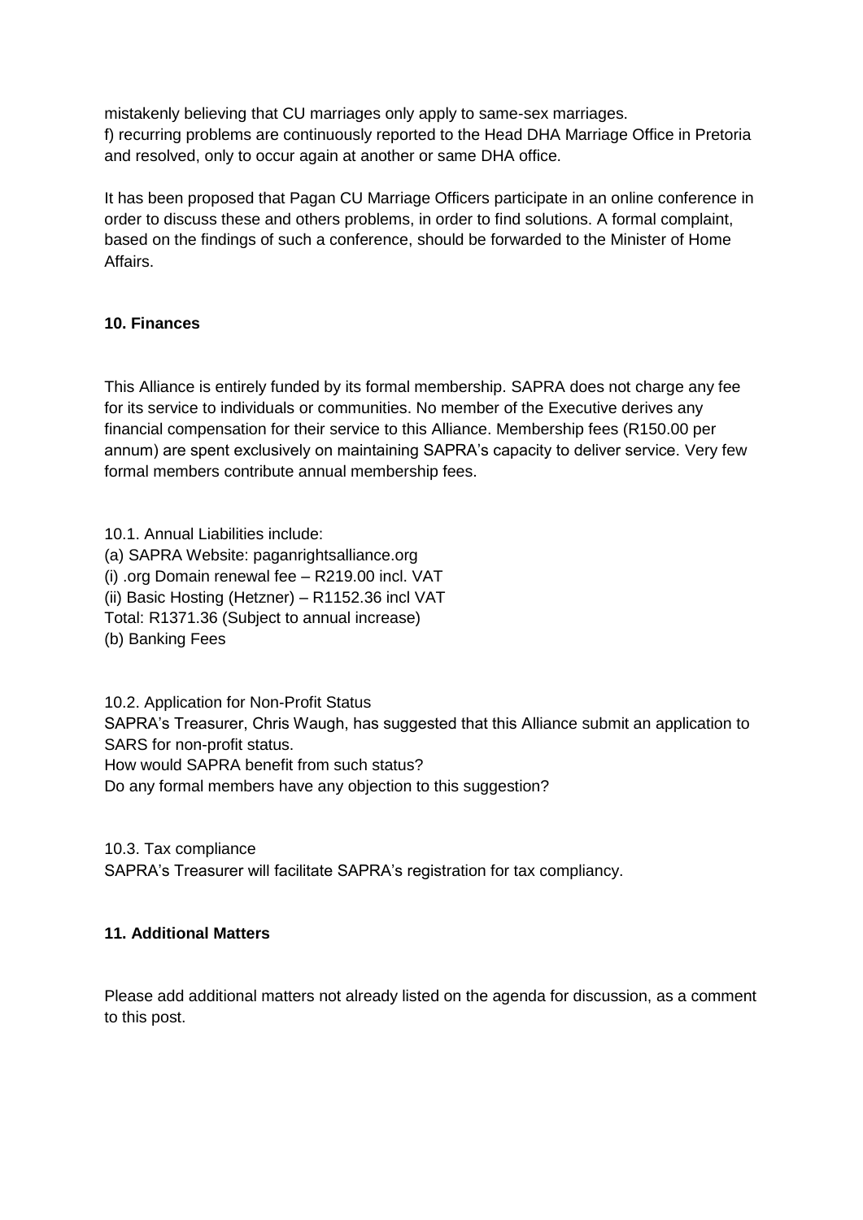mistakenly believing that CU marriages only apply to same-sex marriages.
f) recurring problems are continuously reported to the Head DHA Marriage Office in Pretoria and resolved, only to occur again at another or same DHA office.

It has been proposed that Pagan CU Marriage Officers participate in an online conference in order to discuss these and others problems, in order to find solutions. A formal complaint, based on the findings of such a conference, should be forwarded to the Minister of Home Affairs.

**10. Finances**

This Alliance is entirely funded by its formal membership. SAPRA does not charge any fee for its service to individuals or communities. No member of the Executive derives any financial compensation for their service to this Alliance. Membership fees (R150.00 per annum) are spent exclusively on maintaining SAPRA's capacity to deliver service. Very few formal members contribute annual membership fees.

10.1. Annual Liabilities include:
(a) SAPRA Website: paganrightsalliance.org
(i) .org Domain renewal fee – R219.00 incl. VAT
(ii) Basic Hosting (Hetzner) – R1152.36 incl VAT
Total: R1371.36 (Subject to annual increase)
(b) Banking Fees

10.2. Application for Non-Profit Status
SAPRA's Treasurer, Chris Waugh, has suggested that this Alliance submit an application to SARS for non-profit status.
How would SAPRA benefit from such status?
Do any formal members have any objection to this suggestion?

10.3. Tax compliance
SAPRA's Treasurer will facilitate SAPRA's registration for tax compliancy.

**11. Additional Matters**

Please add additional matters not already listed on the agenda for discussion, as a comment to this post.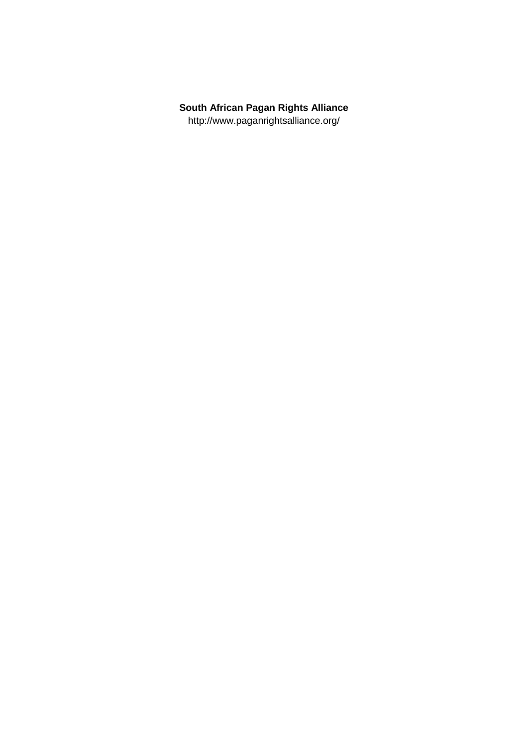**South African Pagan Rights Alliance**
http://www.paganrightsalliance.org/